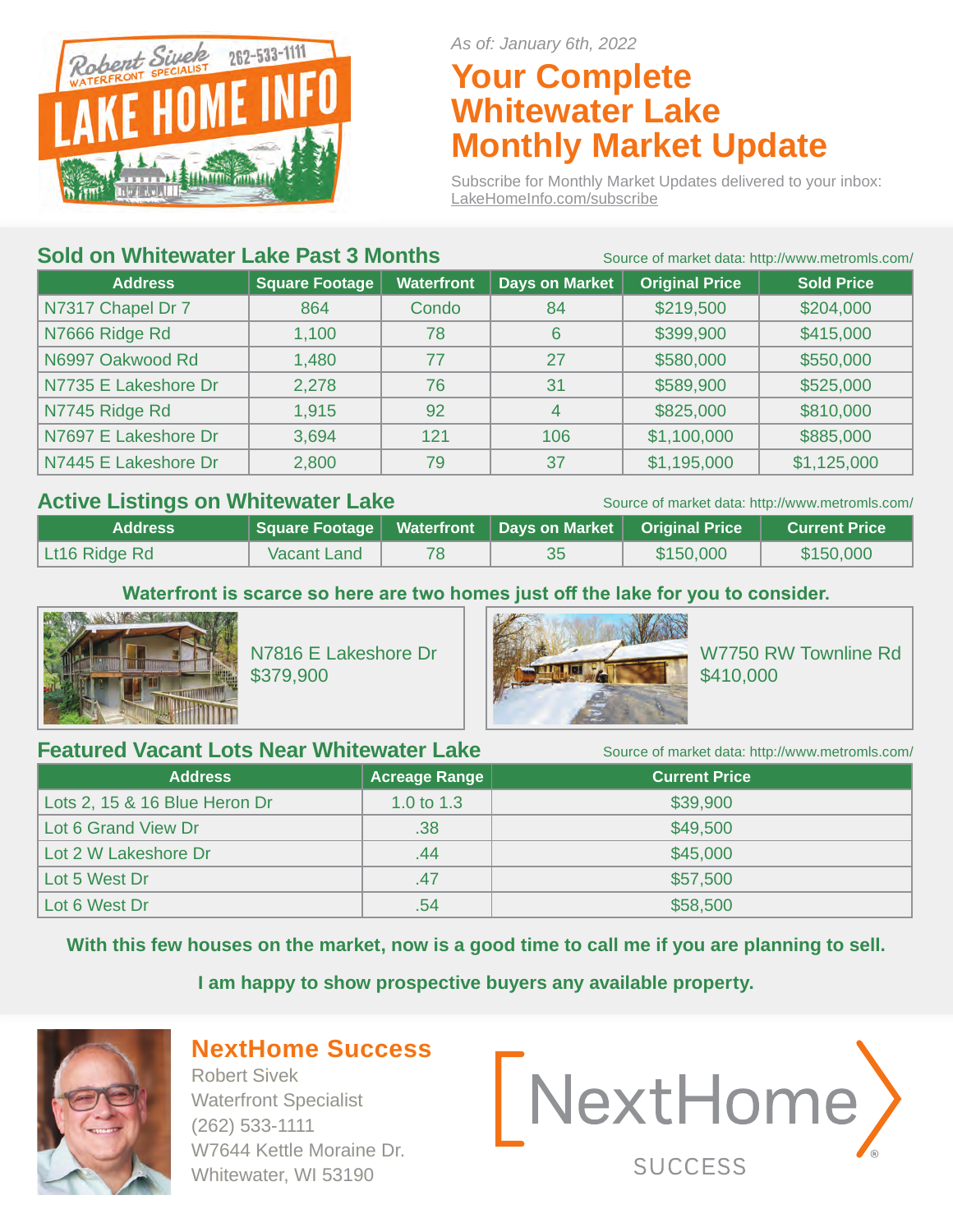Robert Sivek 262-533-1111
WATERFRONT SPECIALIST
LAKE HOME INFO

*As of: January 6th, 2022*

# Your Complete Whitewater Lake Monthly Market Update

Subscribe for Monthly Market Updates delivered to your inbox: LakeHomeInfo.com/subscribe

## Sold on Whitewater Lake Past 3 Months

Source of market data: http://www.metromls.com/

| Address | Square Footage | Waterfront | Days on Market | Original Price | Sold Price |
|---|---|---|---|---|---|
| N7317 Chapel Dr 7 | 864 | Condo | 84 | $219,500 | $204,000 |
| N7666 Ridge Rd | 1,100 | 78 | 6 | $399,900 | $415,000 |
| N6997 Oakwood Rd | 1,480 | 77 | 27 | $580,000 | $550,000 |
| N7735 E Lakeshore Dr | 2,278 | 76 | 31 | $589,900 | $525,000 |
| N7745 Ridge Rd | 1,915 | 92 | 4 | $825,000 | $810,000 |
| N7697 E Lakeshore Dr | 3,694 | 121 | 106 | $1,100,000 | $885,000 |
| N7445 E Lakeshore Dr | 2,800 | 79 | 37 | $1,195,000 | $1,125,000 |

## Active Listings on Whitewater Lake

Source of market data: http://www.metromls.com/

| Address | Square Footage | Waterfront | Days on Market | Original Price | Current Price |
|---|---|---|---|---|---|
| Lt16 Ridge Rd | Vacant Land | 78 | 35 | $150,000 | $150,000 |

**Waterfront is scarce so here are two homes just off the lake for you to consider.**

N7816 E Lakeshore Dr
$379,900

W7750 RW Townline Rd
$410,000

## Featured Vacant Lots Near Whitewater Lake

Source of market data: http://www.metromls.com/

| Address | Acreage Range | Current Price |
|---|---|---|
| Lots 2, 15 & 16 Blue Heron Dr | 1.0 to 1.3 | $39,900 |
| Lot 6 Grand View Dr | .38 | $49,500 |
| Lot 2 W Lakeshore Dr | .44 | $45,000 |
| Lot 5 West Dr | .47 | $57,500 |
| Lot 6 West Dr | .54 | $58,500 |

**With this few houses on the market, now is a good time to call me if you are planning to sell.**

**I am happy to show prospective buyers any available property.**

## NextHome Success

Robert Sivek
Waterfront Specialist
(262) 533-1111
W7644 Kettle Moraine Dr.
Whitewater, WI 53190

NextHome SUCCESS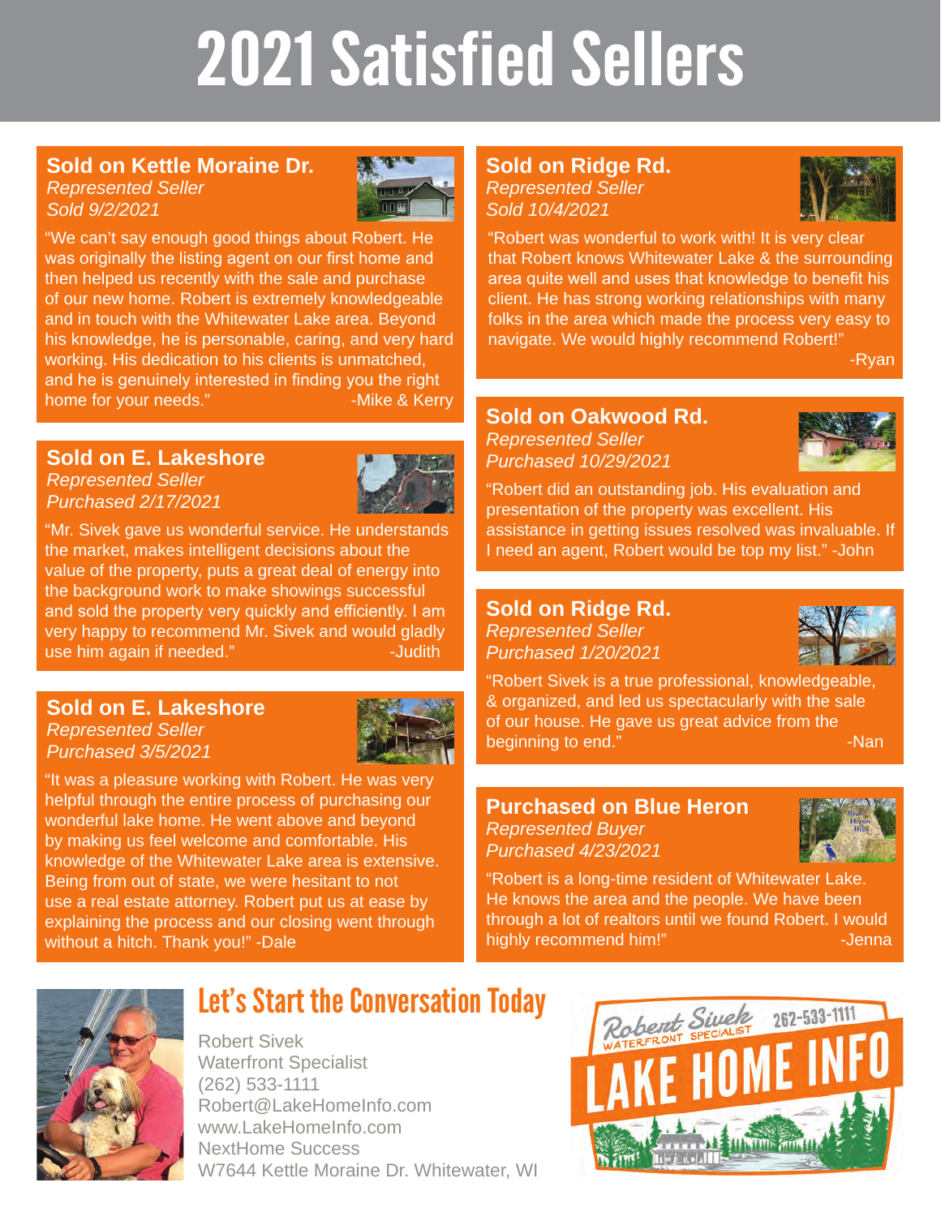# 2021 Satisfied Sellers

## Sold on Kettle Moraine Dr.

*Represented Seller*
*Sold 9/2/2021*

"We can't say enough good things about Robert. He was originally the listing agent on our first home and then helped us recently with the sale and purchase of our new home. Robert is extremely knowledgeable and in touch with the Whitewater Lake area. Beyond his knowledge, he is personable, caring, and very hard working. His dedication to his clients is unmatched, and he is genuinely interested in finding you the right home for your needs." -Mike & Kerry

## Sold on E. Lakeshore

*Represented Seller*
*Purchased 2/17/2021*

"Mr. Sivek gave us wonderful service. He understands the market, makes intelligent decisions about the value of the property, puts a great deal of energy into the background work to make showings successful and sold the property very quickly and efficiently. I am very happy to recommend Mr. Sivek and would gladly use him again if needed." -Judith

## Sold on E. Lakeshore

*Represented Seller*
*Purchased 3/5/2021*

"It was a pleasure working with Robert. He was very helpful through the entire process of purchasing our wonderful lake home. He went above and beyond by making us feel welcome and comfortable. His knowledge of the Whitewater Lake area is extensive. Being from out of state, we were hesitant to not use a real estate attorney. Robert put us at ease by explaining the process and our closing went through without a hitch. Thank you!" -Dale

## Sold on Ridge Rd.

*Represented Seller*
*Sold 10/4/2021*

"Robert was wonderful to work with! It is very clear that Robert knows Whitewater Lake & the surrounding area quite well and uses that knowledge to benefit his client. He has strong working relationships with many folks in the area which made the process very easy to navigate. We would highly recommend Robert!" -Ryan

## Sold on Oakwood Rd.

*Represented Seller*
*Purchased 10/29/2021*

"Robert did an outstanding job. His evaluation and presentation of the property was excellent. His assistance in getting issues resolved was invaluable. If I need an agent, Robert would be top my list." -John

## Sold on Ridge Rd.

*Represented Seller*
*Purchased 1/20/2021*

"Robert Sivek is a true professional, knowledgeable, & organized, and led us spectacularly with the sale of our house. He gave us great advice from the beginning to end." -Nan

## Purchased on Blue Heron

*Represented Buyer*
*Purchased 4/23/2021*

"Robert is a long-time resident of Whitewater Lake. He knows the area and the people. We have been through a lot of realtors until we found Robert. I would highly recommend him!" -Jenna

## Let's Start the Conversation Today

Robert Sivek
Waterfront Specialist
(262) 533-1111
Robert@LakeHomeInfo.com
www.LakeHomeInfo.com
NextHome Success
W7644 Kettle Moraine Dr. Whitewater, WI

Robert Sivek Waterfront Specialist 262-533-1111
LAKE HOME INFO